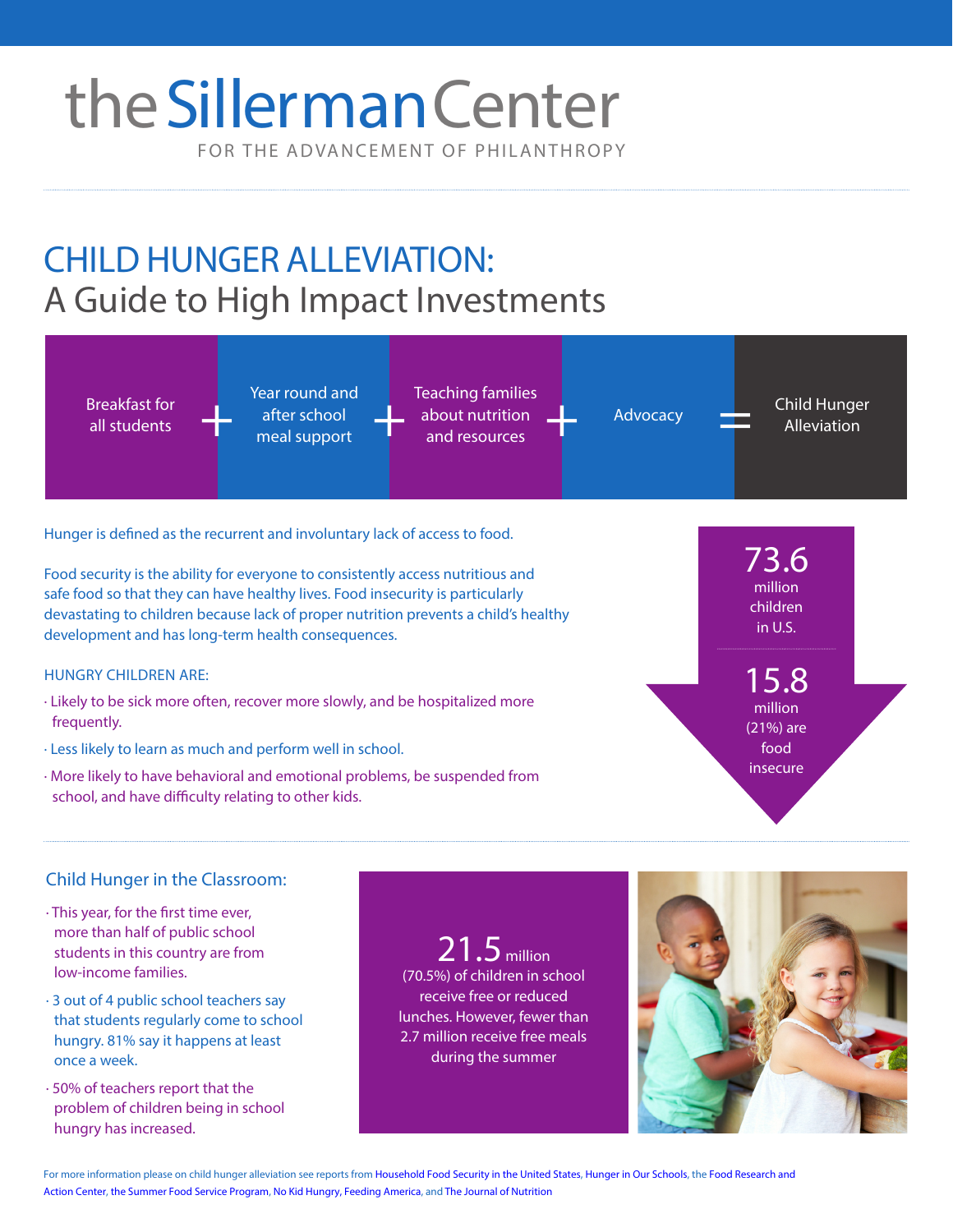# the Sillerman Center

FOR THE ADVANCEMENT OF PHILANTHROPY

## CHILD HUNGER ALLEVIATION:
## A Guide to High Impact Investments

Breakfast for all students + Year round and after school meal support + Teaching families about nutrition and resources + Advocacy = Child Hunger Alleviation

Hunger is defined as the recurrent and involuntary lack of access to food.

Food security is the ability for everyone to consistently access nutritious and safe food so that they can have healthy lives. Food insecurity is particularly devastating to children because lack of proper nutrition prevents a child's healthy development and has long-term health consequences.

**73.6** million children in U.S.

**15.8** million (21%) are food insecure

HUNGRY CHILDREN ARE:

- Likely to be sick more often, recover more slowly, and be hospitalized more frequently.
- Less likely to learn as much and perform well in school.
- More likely to have behavioral and emotional problems, be suspended from school, and have difficulty relating to other kids.

### Child Hunger in the Classroom:

- This year, for the first time ever, more than half of public school students in this country are from low-income families.
- 3 out of 4 public school teachers say that students regularly come to school hungry. 81% say it happens at least once a week.
- 50% of teachers report that the problem of children being in school hungry has increased.

**21.5** million (70.5%) of children in school receive free or reduced lunches. However, fewer than 2.7 million receive free meals during the summer

For more information please on child hunger alleviation see reports from Household Food Security in the United States, Hunger in Our Schools, the Food Research and Action Center, the Summer Food Service Program, No Kid Hungry, Feeding America, and The Journal of Nutrition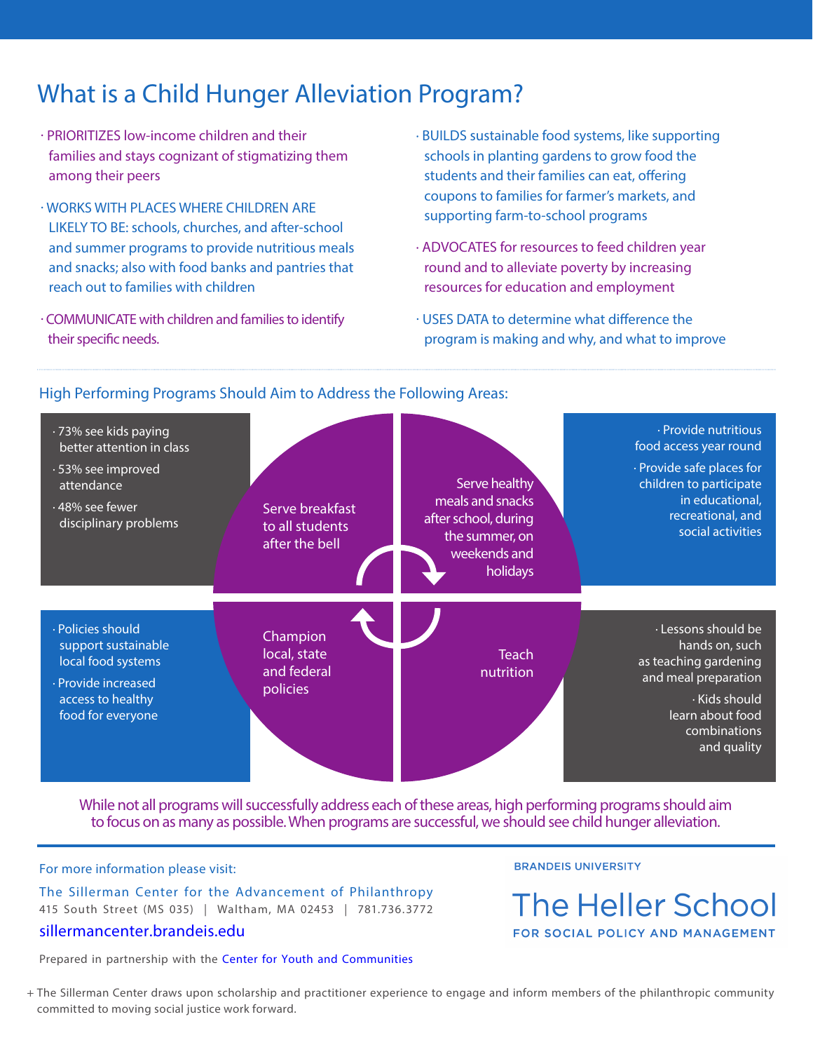# What is a Child Hunger Alleviation Program?

- PRIORITIZES low-income children and their families and stays cognizant of stigmatizing them among their peers
- WORKS WITH PLACES WHERE CHILDREN ARE LIKELY TO BE: schools, churches, and after-school and summer programs to provide nutritious meals and snacks; also with food banks and pantries that reach out to families with children
- COMMUNICATE with children and families to identify their specific needs.
- BUILDS sustainable food systems, like supporting schools in planting gardens to grow food the students and their families can eat, offering coupons to families for farmer's markets, and supporting farm-to-school programs
- ADVOCATES for resources to feed children year round and to alleviate poverty by increasing resources for education and employment
- USES DATA to determine what difference the program is making and why, and what to improve

## High Performing Programs Should Aim to Address the Following Areas:

**Serve breakfast to all students after the bell**

- 73% see kids paying better attention in class
- 53% see improved attendance
- 48% see fewer disciplinary problems

**Serve healthy meals and snacks after school, during the summer, on weekends and holidays**

- Provide nutritious food access year round
- Provide safe places for children to participate in educational, recreational, and social activities

**Teach nutrition**

- Lessons should be hands on, such as teaching gardening and meal preparation
- Kids should learn about food combinations and quality

**Champion local, state and federal policies**

- Policies should support sustainable local food systems
- Provide increased access to healthy food for everyone

While not all programs will successfully address each of these areas, high performing programs should aim to focus on as many as possible. When programs are successful, we should see child hunger alleviation.

For more information please visit:

The Sillerman Center for the Advancement of Philanthropy
415 South Street (MS 035) | Waltham, MA 02453 | 781.736.3772
sillermancenter.brandeis.edu

Prepared in partnership with the Center for Youth and Communities

BRANDEIS UNIVERSITY
The Heller School
FOR SOCIAL POLICY AND MANAGEMENT

+ The Sillerman Center draws upon scholarship and practitioner experience to engage and inform members of the philanthropic community committed to moving social justice work forward.